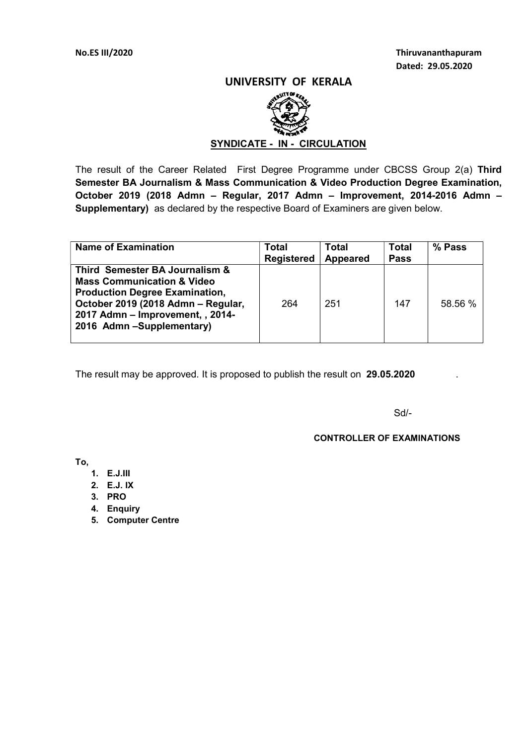**No.ES III/2020**

**Thiruvananthapuram**
**Dated: 29.05.2020**

# UNIVERSITY OF KERALA

**SYNDICATE - IN - CIRCULATION**

The result of the Career Related First Degree Programme under CBCSS Group 2(a) **Third Semester BA Journalism & Mass Communication & Video Production Degree Examination, October 2019 (2018 Admn – Regular, 2017 Admn – Improvement, 2014-2016 Admn – Supplementary)** as declared by the respective Board of Examiners are given below.

| Name of Examination | Total Registered | Total Appeared | Total Pass | % Pass |
|---|---|---|---|---|
| **Third Semester BA Journalism & Mass Communication & Video Production Degree Examination, October 2019 (2018 Admn – Regular, 2017 Admn – Improvement, , 2014-2016 Admn –Supplementary)** | 264 | 251 | 147 | 58.56 % |

The result may be approved. It is proposed to publish the result on **29.05.2020** .

Sd/-

**CONTROLLER OF EXAMINATIONS**

**To,**

1. **E.J.III**
2. **E.J. IX**
3. **PRO**
4. **Enquiry**
5. **Computer Centre**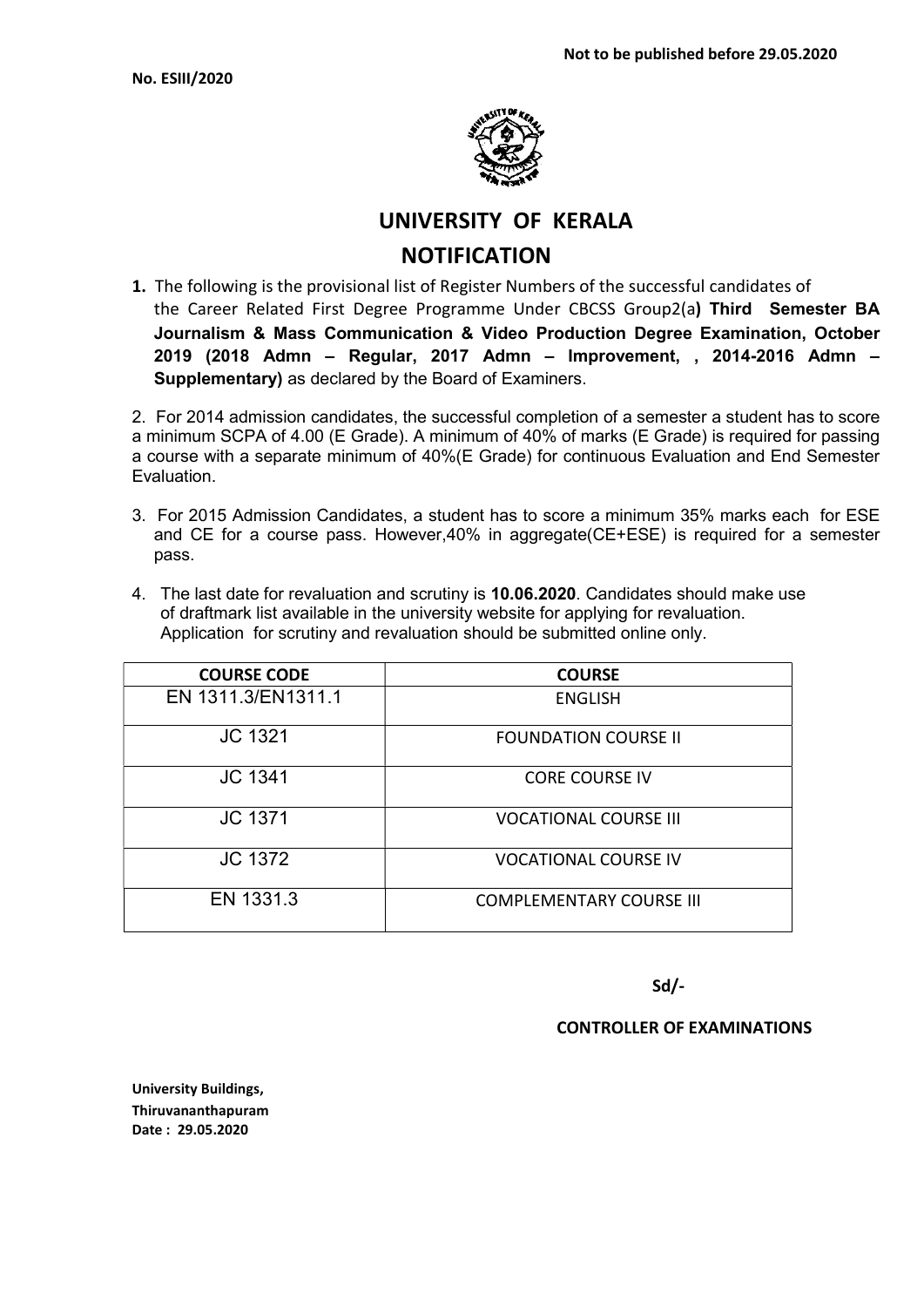**Not to be published before 29.05.2020**

**No. ESIII/2020**

# UNIVERSITY OF KERALA

## NOTIFICATION

**1.** The following is the provisional list of Register Numbers of the successful candidates of the Career Related First Degree Programme Under CBCSS Group2(a**) Third Semester BA Journalism & Mass Communication & Video Production Degree Examination, October 2019 (2018 Admn – Regular, 2017 Admn – Improvement, , 2014-2016 Admn – Supplementary)** as declared by the Board of Examiners.

2. For 2014 admission candidates, the successful completion of a semester a student has to score a minimum SCPA of 4.00 (E Grade). A minimum of 40% of marks (E Grade) is required for passing a course with a separate minimum of 40%(E Grade) for continuous Evaluation and End Semester Evaluation.

3. For 2015 Admission Candidates, a student has to score a minimum 35% marks each for ESE and CE for a course pass. However,40% in aggregate(CE+ESE) is required for a semester pass.

4. The last date for revaluation and scrutiny is **10.06.2020**. Candidates should make use of draftmark list available in the university website for applying for revaluation. Application for scrutiny and revaluation should be submitted online only.

| COURSE CODE | COURSE |
|---|---|
| EN 1311.3/EN1311.1 | ENGLISH |
| JC 1321 | FOUNDATION COURSE II |
| JC 1341 | CORE COURSE IV |
| JC 1371 | VOCATIONAL COURSE III |
| JC 1372 | VOCATIONAL COURSE IV |
| EN 1331.3 | COMPLEMENTARY COURSE III |

**Sd/-**

**CONTROLLER OF EXAMINATIONS**

**University Buildings,**
**Thiruvananthapuram**
**Date : 29.05.2020**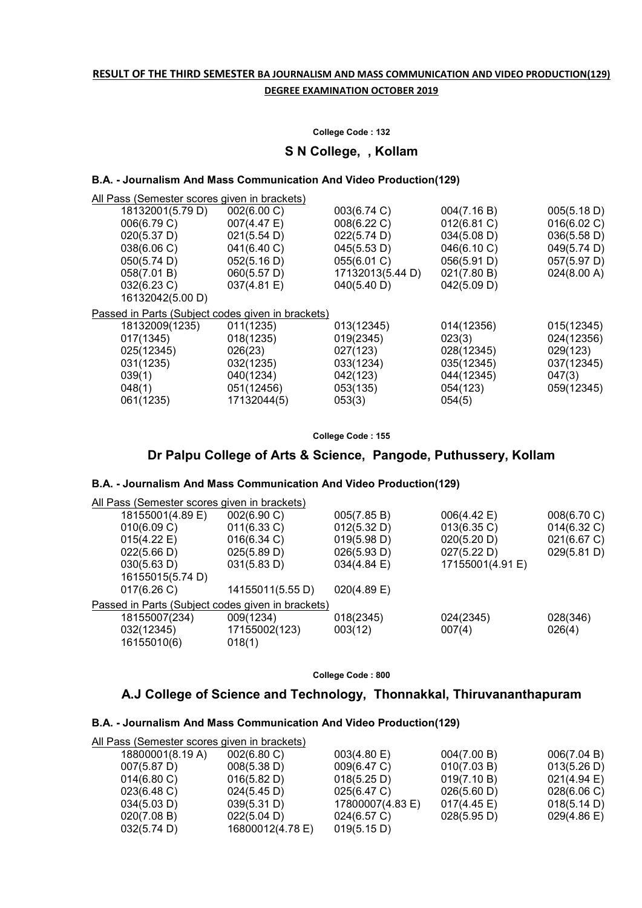**RESULT OF THE THIRD SEMESTER BA JOURNALISM AND MASS COMMUNICATION AND VIDEO PRODUCTION(129) DEGREE EXAMINATION OCTOBER 2019**

**College Code : 132**

## S N College, , Kollam

### B.A. - Journalism And Mass Communication And Video Production(129)

All Pass (Semester scores given in brackets)

| | | | | |
|---|---|---|---|---|
| 18132001(5.79 D) | 002(6.00 C) | 003(6.74 C) | 004(7.16 B) | 005(5.18 D) |
| 006(6.79 C) | 007(4.47 E) | 008(6.22 C) | 012(6.81 C) | 016(6.02 C) |
| 020(5.37 D) | 021(5.54 D) | 022(5.74 D) | 034(5.08 D) | 036(5.58 D) |
| 038(6.06 C) | 041(6.40 C) | 045(5.53 D) | 046(6.10 C) | 049(5.74 D) |
| 050(5.74 D) | 052(5.16 D) | 055(6.01 C) | 056(5.91 D) | 057(5.97 D) |
| 058(7.01 B) | 060(5.57 D) | 17132013(5.44 D) | 021(7.80 B) | 024(8.00 A) |
| 032(6.23 C) | 037(4.81 E) | 040(5.40 D) | 042(5.09 D) | |
| 16132042(5.00 D) | | | | |

Passed in Parts (Subject codes given in brackets)

| | | | | |
|---|---|---|---|---|
| 18132009(1235) | 011(1235) | 013(12345) | 014(12356) | 015(12345) |
| 017(1345) | 018(1235) | 019(2345) | 023(3) | 024(12356) |
| 025(12345) | 026(23) | 027(123) | 028(12345) | 029(123) |
| 031(1235) | 032(1235) | 033(1234) | 035(12345) | 037(12345) |
| 039(1) | 040(1234) | 042(123) | 044(12345) | 047(3) |
| 048(1) | 051(12456) | 053(135) | 054(123) | 059(12345) |
| 061(1235) | 17132044(5) | 053(3) | 054(5) | |

**College Code : 155**

## Dr Palpu College of Arts & Science, Pangode, Puthussery, Kollam

### B.A. - Journalism And Mass Communication And Video Production(129)

All Pass (Semester scores given in brackets)

| | | | | |
|---|---|---|---|---|
| 18155001(4.89 E) | 002(6.90 C) | 005(7.85 B) | 006(4.42 E) | 008(6.70 C) |
| 010(6.09 C) | 011(6.33 C) | 012(5.32 D) | 013(6.35 C) | 014(6.32 C) |
| 015(4.22 E) | 016(6.34 C) | 019(5.98 D) | 020(5.20 D) | 021(6.67 C) |
| 022(5.66 D) | 025(5.89 D) | 026(5.93 D) | 027(5.22 D) | 029(5.81 D) |
| 030(5.63 D) | 031(5.83 D) | 034(4.84 E) | 17155001(4.91 E) | |
| 16155015(5.74 D) | | | | |
| 017(6.26 C) | 14155011(5.55 D) | 020(4.89 E) | | |

Passed in Parts (Subject codes given in brackets)

| | | | | |
|---|---|---|---|---|
| 18155007(234) | 009(1234) | 018(2345) | 024(2345) | 028(346) |
| 032(12345) | 17155002(123) | 003(12) | 007(4) | 026(4) |
| 16155010(6) | 018(1) | | | |

**College Code : 800**

## A.J College of Science and Technology, Thonnakkal, Thiruvananthapuram

### B.A. - Journalism And Mass Communication And Video Production(129)

All Pass (Semester scores given in brackets)

| | | | | |
|---|---|---|---|---|
| 18800001(8.19 A) | 002(6.80 C) | 003(4.80 E) | 004(7.00 B) | 006(7.04 B) |
| 007(5.87 D) | 008(5.38 D) | 009(6.47 C) | 010(7.03 B) | 013(5.26 D) |
| 014(6.80 C) | 016(5.82 D) | 018(5.25 D) | 019(7.10 B) | 021(4.94 E) |
| 023(6.48 C) | 024(5.45 D) | 025(6.47 C) | 026(5.60 D) | 028(6.06 C) |
| 034(5.03 D) | 039(5.31 D) | 17800007(4.83 E) | 017(4.45 E) | 018(5.14 D) |
| 020(7.08 B) | 022(5.04 D) | 024(6.57 C) | 028(5.95 D) | 029(4.86 E) |
| 032(5.74 D) | 16800012(4.78 E) | 019(5.15 D) | | |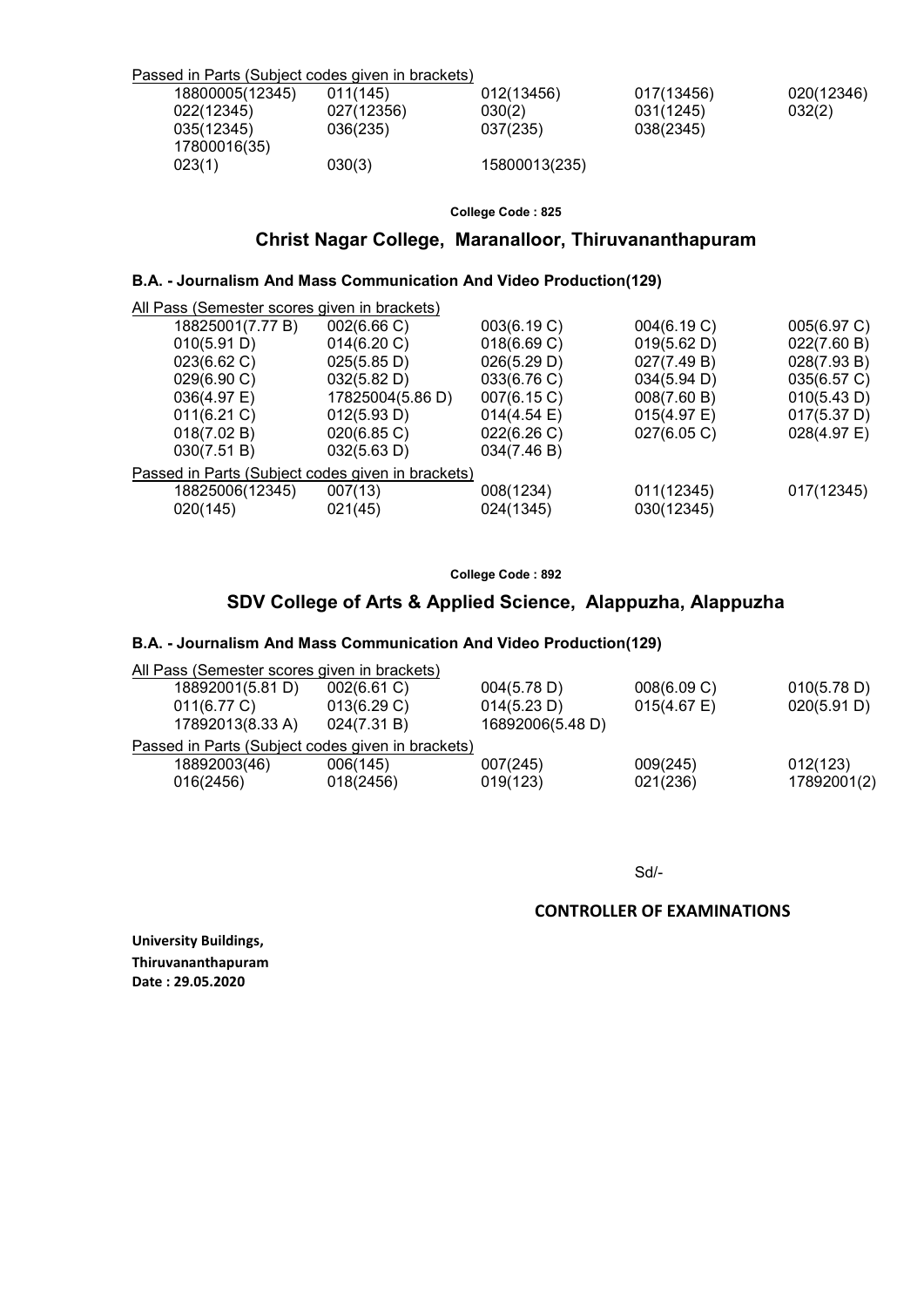Passed in Parts (Subject codes given in brackets)

| | | | | |
|---|---|---|---|---|
| 18800005(12345) | 011(145) | 012(13456) | 017(13456) | 020(12346) |
| 022(12345) | 027(12356) | 030(2) | 031(1245) | 032(2) |
| 035(12345) | 036(235) | 037(235) | 038(2345) | |
| 17800016(35) | | | | |
| 023(1) | 030(3) | 15800013(235) | | |

**College Code : 825**

## Christ Nagar College, Maranalloor, Thiruvananthapuram

### B.A. - Journalism And Mass Communication And Video Production(129)

All Pass (Semester scores given in brackets)

| | | | | |
|---|---|---|---|---|
| 18825001(7.77 B) | 002(6.66 C) | 003(6.19 C) | 004(6.19 C) | 005(6.97 C) |
| 010(5.91 D) | 014(6.20 C) | 018(6.69 C) | 019(5.62 D) | 022(7.60 B) |
| 023(6.62 C) | 025(5.85 D) | 026(5.29 D) | 027(7.49 B) | 028(7.93 B) |
| 029(6.90 C) | 032(5.82 D) | 033(6.76 C) | 034(5.94 D) | 035(6.57 C) |
| 036(4.97 E) | 17825004(5.86 D) | 007(6.15 C) | 008(7.60 B) | 010(5.43 D) |
| 011(6.21 C) | 012(5.93 D) | 014(4.54 E) | 015(4.97 E) | 017(5.37 D) |
| 018(7.02 B) | 020(6.85 C) | 022(6.26 C) | 027(6.05 C) | 028(4.97 E) |
| 030(7.51 B) | 032(5.63 D) | 034(7.46 B) | | |

Passed in Parts (Subject codes given in brackets)

| | | | | |
|---|---|---|---|---|
| 18825006(12345) | 007(13) | 008(1234) | 011(12345) | 017(12345) |
| 020(145) | 021(45) | 024(1345) | 030(12345) | |

**College Code : 892**

## SDV College of Arts & Applied Science, Alappuzha, Alappuzha

### B.A. - Journalism And Mass Communication And Video Production(129)

All Pass (Semester scores given in brackets)

| | | | | |
|---|---|---|---|---|
| 18892001(5.81 D) | 002(6.61 C) | 004(5.78 D) | 008(6.09 C) | 010(5.78 D) |
| 011(6.77 C) | 013(6.29 C) | 014(5.23 D) | 015(4.67 E) | 020(5.91 D) |
| 17892013(8.33 A) | 024(7.31 B) | 16892006(5.48 D) | | |

Passed in Parts (Subject codes given in brackets)

| | | | | |
|---|---|---|---|---|
| 18892003(46) | 006(145) | 007(245) | 009(245) | 012(123) |
| 016(2456) | 018(2456) | 019(123) | 021(236) | 17892001(2) |

Sd/-

**CONTROLLER OF EXAMINATIONS**

**University Buildings,**
**Thiruvananthapuram**
**Date : 29.05.2020**